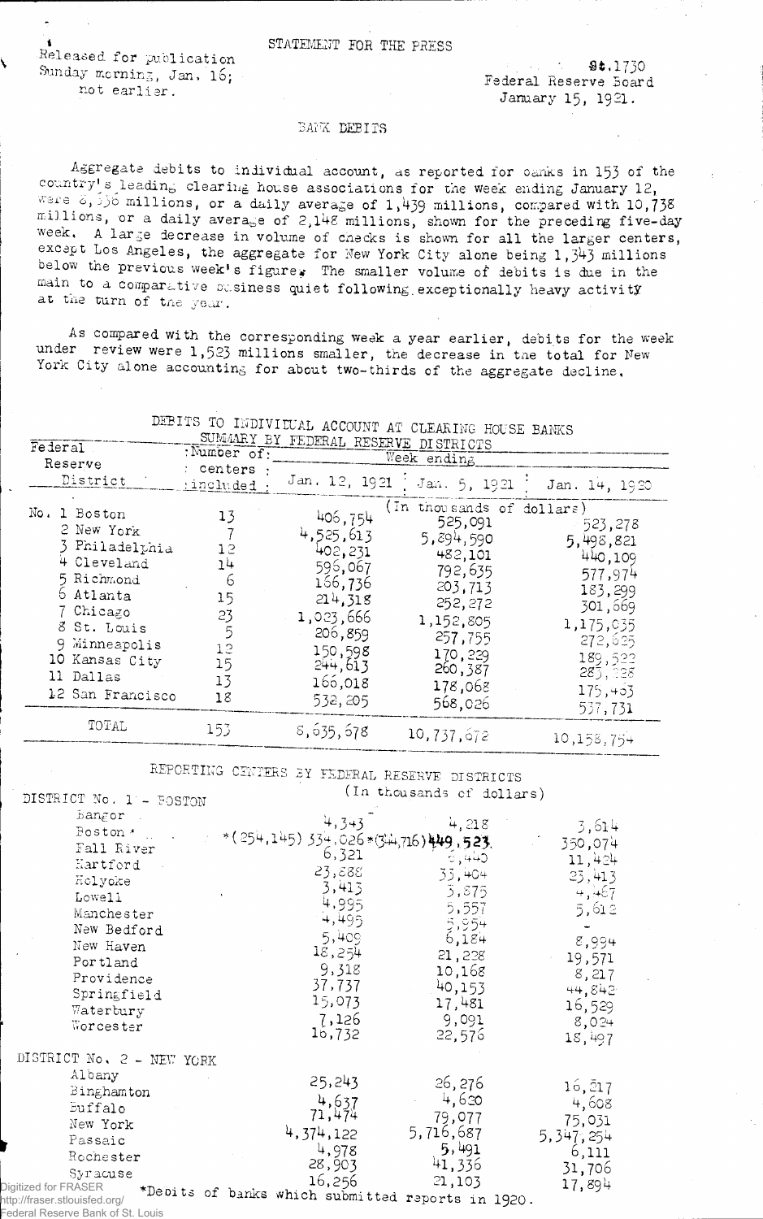Released for publication Sunday morning, Jan. 16; not earlier.

STATEMENT FOR THE PRESS

St.1730
Federal Reserve Board
January 15, 1921.

BANK DEBITS

Aggregate debits to individual account, as reported for banks in 153 of the country's leading clearing house associations for the week ending January 12, were 8,636 millions, or a daily average of 1,439 millions, compared with 10,738 millions, or a daily average of 2,148 millions, shown for the preceding five-day week. A large decrease in volume of checks is shown for all the larger centers, except Los Angeles, the aggregate for New York City alone being 1,343 millions below the previous week's figure. The smaller volume of debits is due in the main to a comparative business quiet following exceptionally heavy activity at the turn of the year.

As compared with the corresponding week a year earlier, debits for the week under review were 1,523 millions smaller, the decrease in the total for New York City alone accounting for about two-thirds of the aggregate decline.

DEBITS TO INDIVIDUAL ACCOUNT AT CLEARING HOUSE BANKS
SUMMARY BY FEDERAL RESERVE DISTRICTS

| Federal Reserve District | Number of centers included | Week ending Jan. 12, 1921 | Jan. 5, 1921 | Jan. 14, 1920 |
|---|---|---|---|---|
| | | (In thousands of dollars) | | |
| No. 1 Boston | 13 | 406,754 | 525,091 | 523,278 |
| 2 New York | 7 | 4,525,613 | 5,894,590 | 5,498,821 |
| 3 Philadelphia | 12 | 402,231 | 482,101 | 440,109 |
| 4 Cleveland | 14 | 596,067 | 792,635 | 577,974 |
| 5 Richmond | 6 | 166,736 | 203,713 | 183,299 |
| 6 Atlanta | 15 | 214,318 | 252,272 | 301,669 |
| 7 Chicago | 23 | 1,023,666 | 1,152,805 | 1,175,035 |
| 8 St. Louis | 5 | 206,859 | 257,755 | 272,625 |
| 9 Minneapolis | 12 | 150,598 | 170,229 | 189,522 |
| 10 Kansas City | 15 | 244,613 | 260,387 | 285,328 |
| 11 Dallas | 13 | 166,018 | 178,068 | 175,403 |
| 12 San Francisco | 18 | 532,205 | 568,026 | 537,731 |
| TOTAL | 153 | 8,635,678 | 10,737,672 | 10,158,754 |

REPORTING CENTERS BY FEDERAL RESERVE DISTRICTS
(In thousands of dollars)

| | Jan. 12, 1921 | Jan. 5, 1921 | Jan. 14, 1920 |
|---|---|---|---|
| **DISTRICT No. 1 - BOSTON** | | | |
| Bangor | 4,343 | 4,218 | 3,614 |
| Boston | *(254,145) 334,026 | *(344,716) 449,523 | 350,074 |
| Fall River | 6,321 | 6,440 | 11,424 |
| Hartford | 23,888 | 33,404 | 23,413 |
| Holyoke | 3,413 | 3,875 | 4,467 |
| Lowell | 4,995 | 5,557 | 5,612 |
| Manchester | 4,495 | 5,954 | - |
| New Bedford | 5,409 | 6,184 | 8,994 |
| New Haven | 18,254 | 21,228 | 19,571 |
| Portland | 9,318 | 10,168 | 8,217 |
| Providence | 37,737 | 40,153 | 44,842 |
| Springfield | 15,073 | 17,481 | 16,529 |
| Waterbury | 7,126 | 9,091 | 8,024 |
| Worcester | 16,732 | 22,576 | 18,497 |
| **DISTRICT No. 2 - NEW YORK** | | | |
| Albany | 25,243 | 26,276 | 16,817 |
| Binghamton | 4,637 | 4,620 | 4,608 |
| Buffalo | 71,474 | 79,077 | 75,031 |
| New York | 4,374,122 | 5,716,687 | 5,347,254 |
| Passaic | 4,978 | 5,491 | 6,111 |
| Rochester | 28,903 | 41,336 | 31,706 |
| Syracuse | 16,256 | 21,103 | 17,894 |

*Debits of banks which submitted reports in 1920.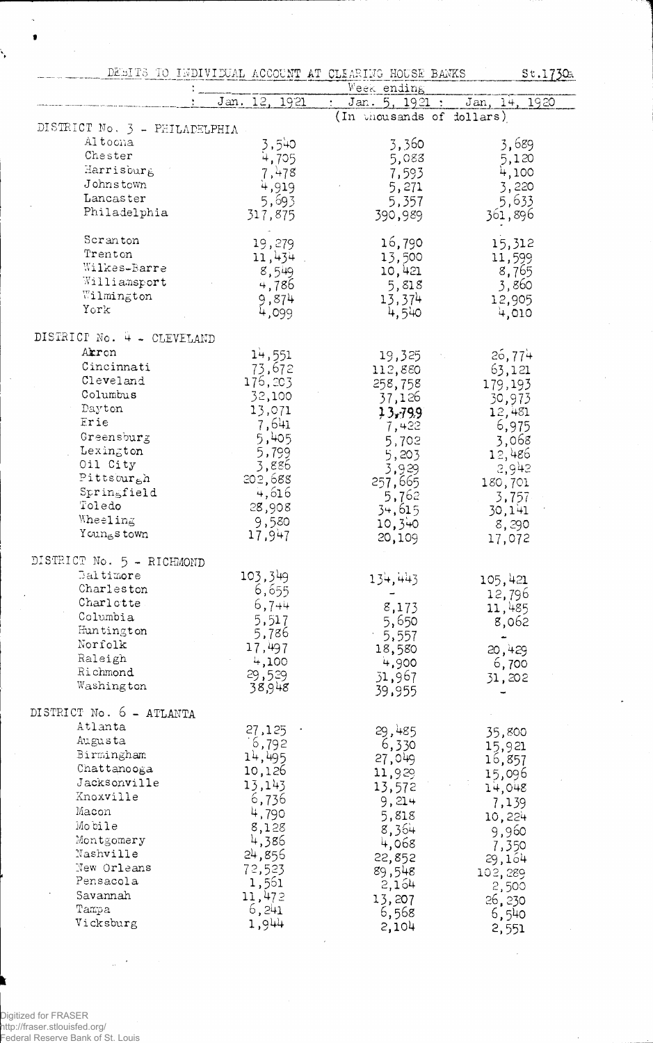DEBITS TO INDIVIDUAL ACCOUNT AT CLEARING HOUSE BANKS St.1730a

| | Week ending | | |
|---|---|---|---|
| | Jan. 12, 1921 | Jan. 5, 1921 | Jan. 14, 1920 |
| | (In thousands of dollars) | | |
| **DISTRICT No. 3 - PHILADELPHIA** | | | |
| Altoona | 3,540 | 3,360 | 3,689 |
| Chester | 4,705 | 5,088 | 5,120 |
| Harrisburg | 7,478 | 7,593 | 4,100 |
| Johnstown | 4,919 | 5,271 | 3,220 |
| Lancaster | 5,693 | 5,357 | 5,633 |
| Philadelphia | 317,875 | 390,989 | 361,896 |
| Scranton | 19,279 | 16,790 | 15,312 |
| Trenton | 11,434 | 13,500 | 11,599 |
| Wilkes-Barre | 8,549 | 10,421 | 8,765 |
| Williamsport | 4,786 | 5,818 | 3,860 |
| Wilmington | 9,874 | 13,374 | 12,905 |
| York | 4,099 | 4,540 | 4,010 |
| **DISTRICT No. 4 - CLEVELAND** | | | |
| Akron | 14,551 | 19,325 | 26,774 |
| Cincinnati | 73,672 | 112,880 | 63,121 |
| Cleveland | 176,203 | 258,758 | 179,193 |
| Columbus | 32,100 | 37,126 | 30,973 |
| Dayton | 13,071 | 13,799 | 12,481 |
| Erie | 7,641 | 7,422 | 6,975 |
| Greensburg | 5,405 | 5,702 | 3,068 |
| Lexington | 5,799 | 5,203 | 12,486 |
| Oil City | 3,886 | 3,929 | 2,942 |
| Pittsburgh | 202,688 | 257,665 | 180,701 |
| Springfield | 4,616 | 5,762 | 3,757 |
| Toledo | 28,908 | 34,615 | 30,141 |
| Wheeling | 9,580 | 10,340 | 8,290 |
| Youngstown | 17,947 | 20,109 | 17,072 |
| **DISTRICT No. 5 - RICHMOND** | | | |
| Baltimore | 103,349 | 134,443 | 105,421 |
| Charleston | 6,655 | - | 12,796 |
| Charlotte | 6,744 | 8,173 | 11,485 |
| Columbia | 5,517 | 5,650 | 8,062 |
| Huntington | 5,786 | 5,557 | - |
| Norfolk | 17,497 | 18,580 | 20,429 |
| Raleigh | 4,100 | 4,900 | 6,700 |
| Richmond | 29,529 | 31,967 | 31,202 |
| Washington | 38,948 | 39,955 | - |
| **DISTRICT No. 6 - ATLANTA** | | | |
| Atlanta | 27,125 | 29,485 | 35,800 |
| Augusta | 6,792 | 6,330 | 15,921 |
| Birmingham | 14,495 | 27,049 | 16,857 |
| Chattanooga | 10,126 | 11,929 | 15,096 |
| Jacksonville | 13,143 | 13,572 | 14,048 |
| Knoxville | 6,736 | 9,214 | 7,139 |
| Macon | 4,790 | 5,818 | 10,224 |
| Mobile | 8,128 | 8,364 | 9,960 |
| Montgomery | 4,386 | 4,068 | 7,350 |
| Nashville | 24,856 | 22,852 | 29,164 |
| New Orleans | 72,523 | 89,548 | 102,289 |
| Pensacola | 1,561 | 2,164 | 2,500 |
| Savannah | 11,472 | 13,207 | 26,230 |
| Tampa | 6,241 | 6,568 | 6,540 |
| Vicksburg | 1,944 | 2,104 | 2,551 |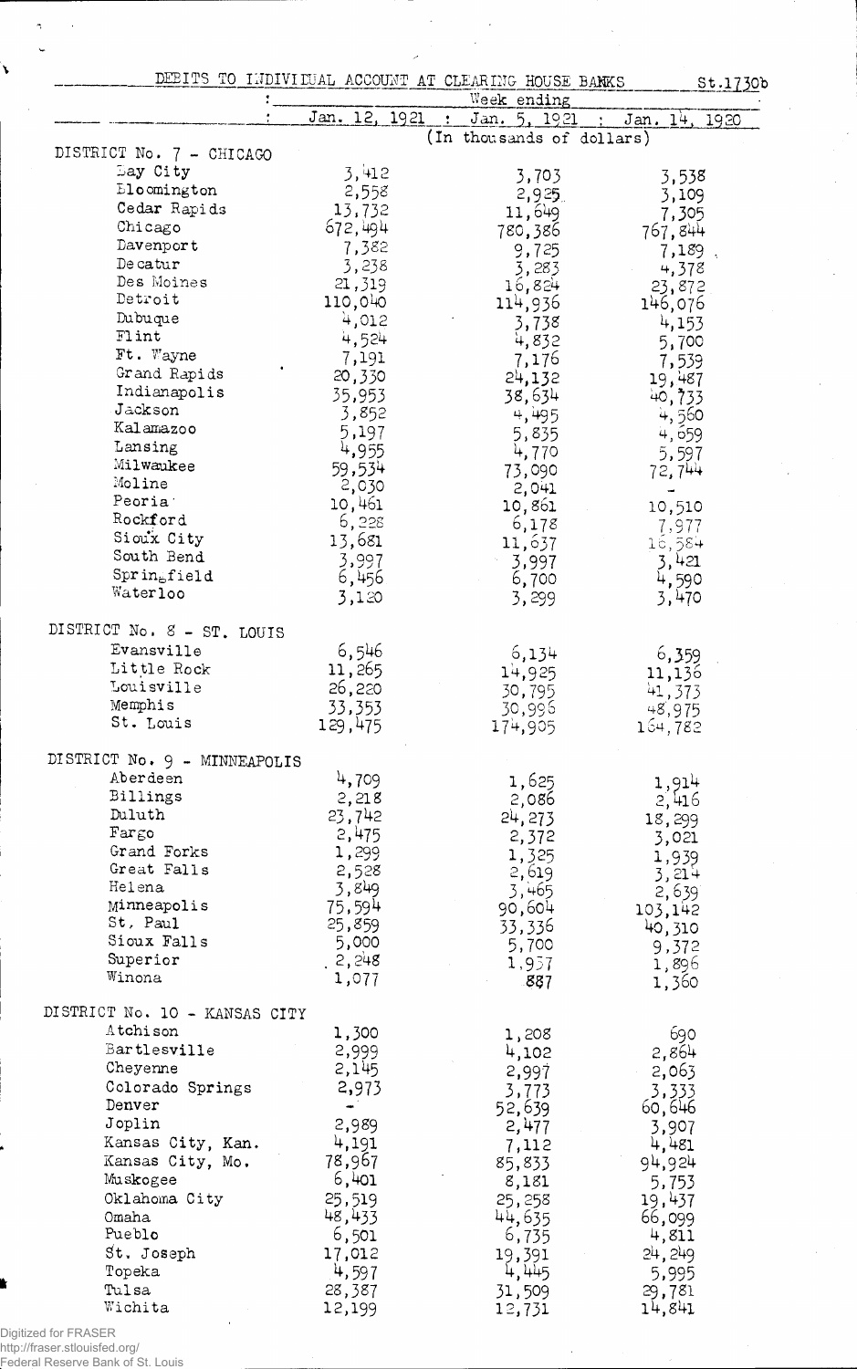DEBITS TO INDIVIDUAL ACCOUNT AT CLEARING HOUSE BANKS St.1730b

| | Week ending | | |
|---|---|---|---|
| | Jan. 12, 1921 | Jan. 5, 1921 | Jan. 14, 1920 |
| | (In thousands of dollars) | | |
| DISTRICT No. 7 - CHICAGO | | | |
| Bay City | 3,412 | 3,703 | 3,538 |
| Bloomington | 2,558 | 2,925 | 3,109 |
| Cedar Rapids | 13,732 | 11,649 | 7,305 |
| Chicago | 672,494 | 780,386 | 767,844 |
| Davenport | 7,382 | 9,725 | 7,189 |
| Decatur | 3,238 | 3,283 | 4,378 |
| Des Moines | 21,319 | 16,824 | 23,872 |
| Detroit | 110,040 | 114,936 | 146,076 |
| Dubuque | 4,012 | 3,738 | 4,153 |
| Flint | 4,524 | 4,832 | 5,700 |
| Ft. Wayne | 7,191 | 7,176 | 7,539 |
| Grand Rapids | 20,330 | 24,132 | 19,487 |
| Indianapolis | 35,953 | 38,634 | 40,733 |
| Jackson | 3,852 | 4,495 | 4,560 |
| Kalamazoo | 5,197 | 5,835 | 4,659 |
| Lansing | 4,955 | 4,770 | 5,597 |
| Milwaukee | 59,534 | 73,090 | 72,744 |
| Moline | 2,030 | 2,041 | - |
| Peoria | 10,461 | 10,861 | 10,510 |
| Rockford | 6,228 | 6,178 | 7,977 |
| Sioux City | 13,681 | 11,637 | 16,584 |
| South Bend | 3,997 | 3,997 | 3,421 |
| Springfield | 6,456 | 6,700 | 4,590 |
| Waterloo | 3,120 | 3,299 | 3,470 |
| DISTRICT No. 8 - ST. LOUIS | | | |
| Evansville | 6,546 | 6,134 | 6,359 |
| Little Rock | 11,265 | 14,925 | 11,136 |
| Louisville | 26,220 | 30,795 | 41,373 |
| Memphis | 33,353 | 30,996 | 48,975 |
| St. Louis | 129,475 | 174,905 | 164,782 |
| DISTRICT No. 9 - MINNEAPOLIS | | | |
| Aberdeen | 4,709 | 1,625 | 1,914 |
| Billings | 2,218 | 2,086 | 2,416 |
| Duluth | 23,742 | 24,273 | 18,299 |
| Fargo | 2,475 | 2,372 | 3,021 |
| Grand Forks | 1,299 | 1,325 | 1,939 |
| Great Falls | 2,528 | 2,619 | 3,214 |
| Helena | 3,849 | 3,465 | 2,639 |
| Minneapolis | 75,594 | 90,604 | 103,142 |
| St. Paul | 25,859 | 33,336 | 40,310 |
| Sioux Falls | 5,000 | 5,700 | 9,372 |
| Superior | 2,248 | 1,937 | 1,896 |
| Winona | 1,077 | 887 | 1,360 |
| DISTRICT No. 10 - KANSAS CITY | | | |
| Atchison | 1,300 | 1,208 | 690 |
| Bartlesville | 2,999 | 4,102 | 2,864 |
| Cheyenne | 2,145 | 2,997 | 2,063 |
| Colorado Springs | 2,973 | 3,773 | 3,333 |
| Denver | - | 52,639 | 60,646 |
| Joplin | 2,989 | 2,477 | 3,907 |
| Kansas City, Kan. | 4,191 | 7,112 | 4,481 |
| Kansas City, Mo. | 78,967 | 85,833 | 94,924 |
| Muskogee | 6,401 | 8,181 | 5,753 |
| Oklahoma City | 25,519 | 25,258 | 19,437 |
| Omaha | 48,433 | 44,635 | 66,099 |
| Pueblo | 6,501 | 6,735 | 4,811 |
| St. Joseph | 17,012 | 19,391 | 24,249 |
| Topeka | 4,597 | 4,445 | 5,995 |
| Tulsa | 28,387 | 31,509 | 29,781 |
| Wichita | 12,199 | 12,731 | 14,841 |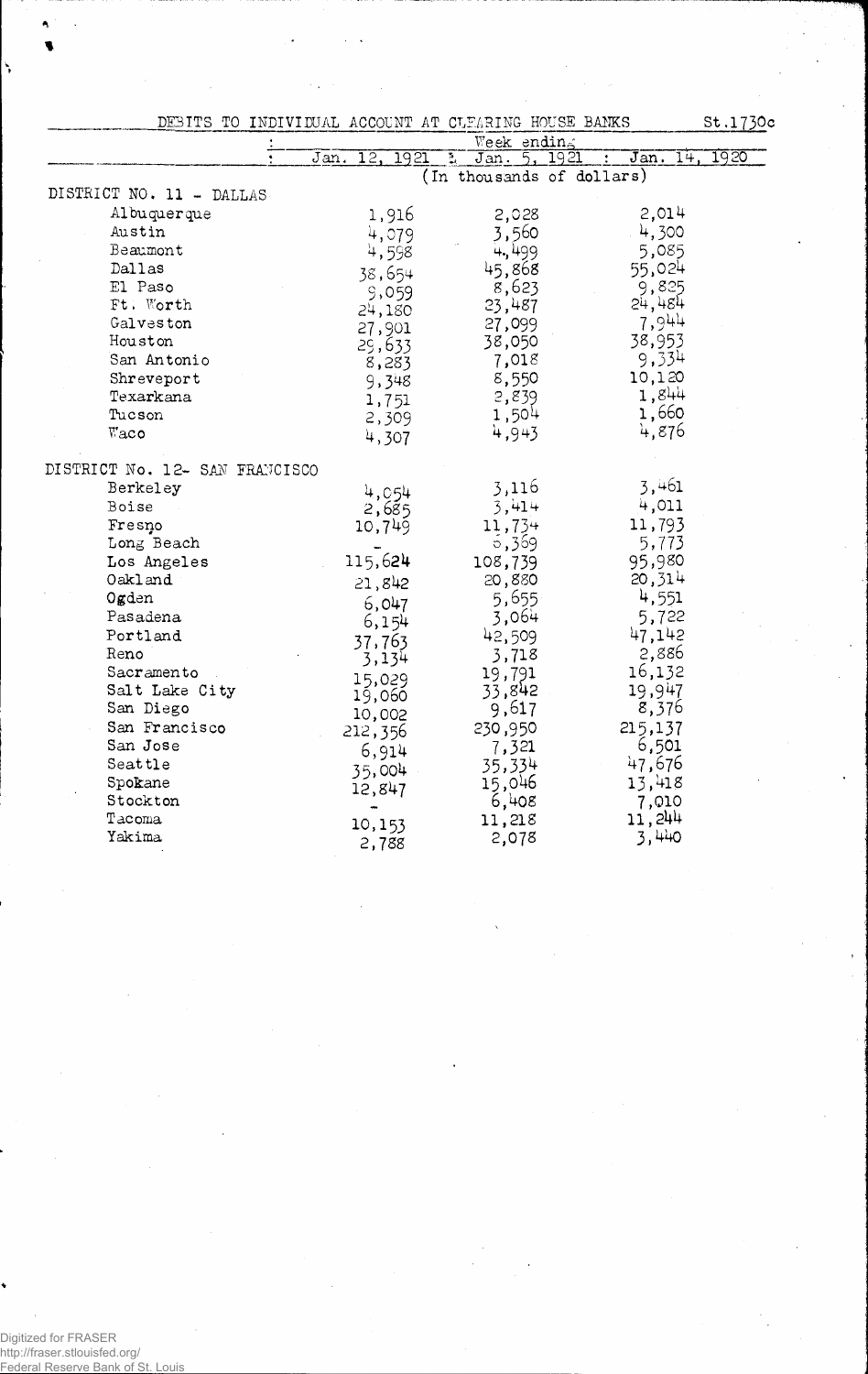DEBITS TO INDIVIDUAL ACCOUNT AT CLEARING HOUSE BANKS St.1730c

| | Week ending | | |
|---|---|---|---|
| | Jan. 12, 1921 | Jan. 5, 1921 | Jan. 14, 1920 |
| | (In thousands of dollars) | | |
| **DISTRICT NO. 11 - DALLAS** | | | |
| Albuquerque | 1,916 | 2,028 | 2,014 |
| Austin | 4,079 | 3,560 | 4,300 |
| Beaumont | 4,598 | 4,499 | 5,085 |
| Dallas | 38,654 | 45,868 | 55,024 |
| El Paso | 9,059 | 8,623 | 9,825 |
| Ft. Worth | 24,180 | 23,487 | 24,484 |
| Galveston | 27,901 | 27,099 | 7,944 |
| Houston | 29,633 | 38,050 | 38,953 |
| San Antonio | 8,283 | 7,018 | 9,334 |
| Shreveport | 9,348 | 8,550 | 10,120 |
| Texarkana | 1,751 | 2,839 | 1,844 |
| Tucson | 2,309 | 1,504 | 1,660 |
| Waco | 4,307 | 4,943 | 4,876 |
| **DISTRICT No. 12- SAN FRANCISCO** | | | |
| Berkeley | 4,054 | 3,116 | 3,461 |
| Boise | 2,685 | 3,414 | 4,011 |
| Fresno | 10,749 | 11,734 | 11,793 |
| Long Beach | - | 6,369 | 5,773 |
| Los Angeles | 115,624 | 108,739 | 95,980 |
| Oakland | 21,842 | 20,880 | 20,314 |
| Ogden | 6,047 | 5,655 | 4,551 |
| Pasadena | 6,154 | 3,064 | 5,722 |
| Portland | 37,763 | 42,509 | 47,142 |
| Reno | 3,134 | 3,718 | 2,886 |
| Sacramento | 15,029 | 19,791 | 16,132 |
| Salt Lake City | 19,060 | 33,842 | 19,947 |
| San Diego | 10,002 | 9,617 | 8,376 |
| San Francisco | 212,356 | 230,950 | 215,137 |
| San Jose | 6,914 | 7,321 | 6,501 |
| Seattle | 35,004 | 35,334 | 47,676 |
| Spokane | 12,847 | 15,046 | 13,418 |
| Stockton | - | 6,408 | 7,010 |
| Tacoma | 10,153 | 11,218 | 11,244 |
| Yakima | 2,788 | 2,078 | 3,440 |